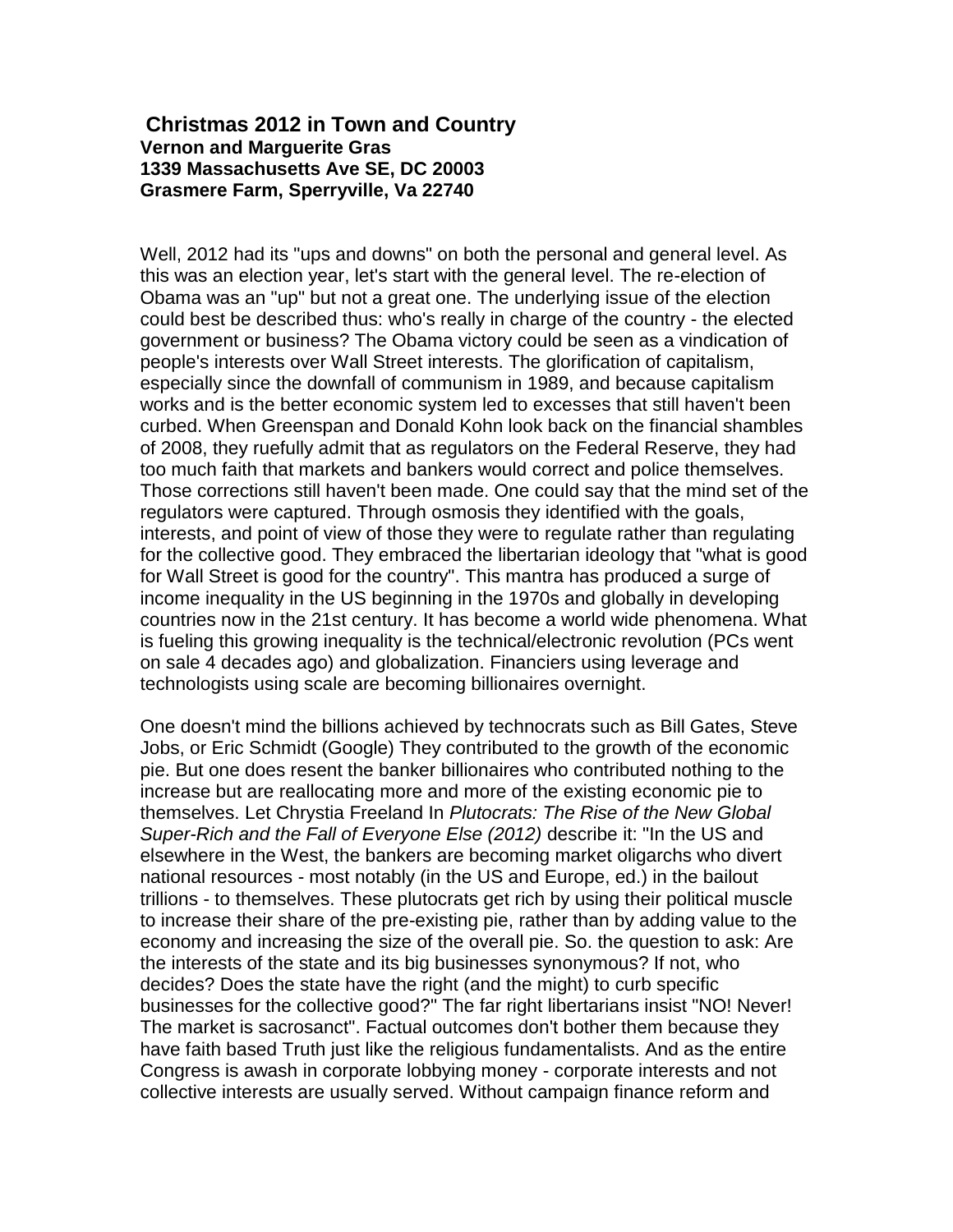**Christmas 2012 in Town and Country**
**Vernon and Marguerite Gras**
**1339 Massachusetts Ave SE, DC 20003**
**Grasmere Farm, Sperryville, Va 22740**

Well, 2012 had its "ups and downs" on both the personal and general level. As this was an election year, let's start with the general level. The re-election of Obama was an "up" but not a great one. The underlying issue of the election could best be described thus: who's really in charge of the country - the elected government or business? The Obama victory could be seen as a vindication of people's interests over Wall Street interests. The glorification of capitalism, especially since the downfall of communism in 1989, and because capitalism works and is the better economic system led to excesses that still haven't been curbed. When Greenspan and Donald Kohn look back on the financial shambles of 2008, they ruefully admit that as regulators on the Federal Reserve, they had too much faith that markets and bankers would correct and police themselves. Those corrections still haven't been made. One could say that the mind set of the regulators were captured. Through osmosis they identified with the goals, interests, and point of view of those they were to regulate rather than regulating for the collective good. They embraced the libertarian ideology that "what is good for Wall Street is good for the country". This mantra has produced a surge of income inequality in the US beginning in the 1970s and globally in developing countries now in the 21st century. It has become a world wide phenomena. What is fueling this growing inequality is the technical/electronic revolution (PCs went on sale 4 decades ago) and globalization. Financiers using leverage and technologists using scale are becoming billionaires overnight.

One doesn't mind the billions achieved by technocrats such as Bill Gates, Steve Jobs, or Eric Schmidt (Google) They contributed to the growth of the economic pie. But one does resent the banker billionaires who contributed nothing to the increase but are reallocating more and more of the existing economic pie to themselves. Let Chrystia Freeland In *Plutocrats: The Rise of the New Global Super-Rich and the Fall of Everyone Else (2012)* describe it: "In the US and elsewhere in the West, the bankers are becoming market oligarchs who divert national resources - most notably (in the US and Europe, ed.) in the bailout trillions - to themselves. These plutocrats get rich by using their political muscle to increase their share of the pre-existing pie, rather than by adding value to the economy and increasing the size of the overall pie. So. the question to ask: Are the interests of the state and its big businesses synonymous? If not, who decides? Does the state have the right (and the might) to curb specific businesses for the collective good?" The far right libertarians insist "NO! Never! The market is sacrosanct". Factual outcomes don't bother them because they have faith based Truth just like the religious fundamentalists. And as the entire Congress is awash in corporate lobbying money - corporate interests and not collective interests are usually served. Without campaign finance reform and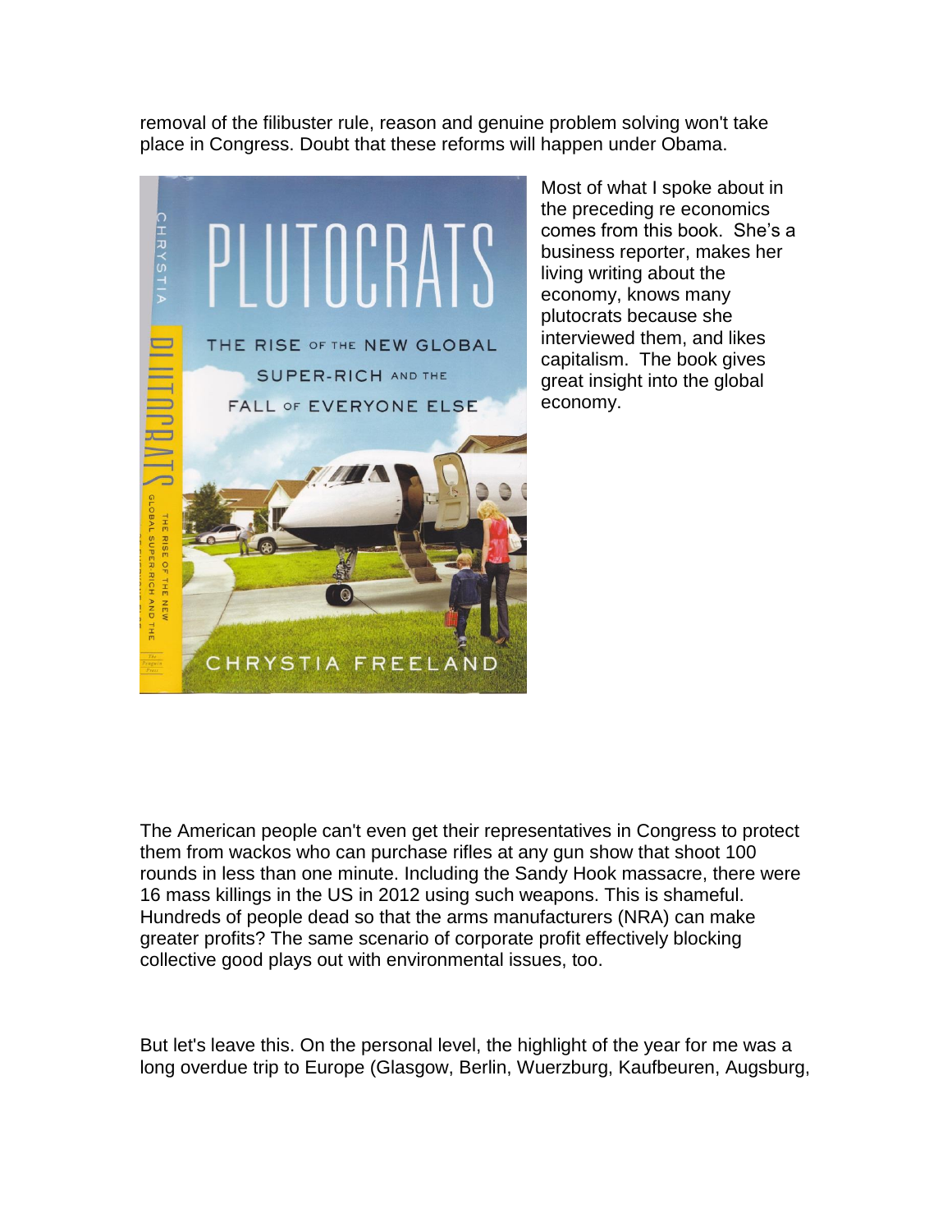removal of the filibuster rule, reason and genuine problem solving won't take place in Congress. Doubt that these reforms will happen under Obama.

Most of what I spoke about in the preceding re economics comes from this book. She's a business reporter, makes her living writing about the economy, knows many plutocrats because she interviewed them, and likes capitalism. The book gives great insight into the global economy.

The American people can't even get their representatives in Congress to protect them from wackos who can purchase rifles at any gun show that shoot 100 rounds in less than one minute. Including the Sandy Hook massacre, there were 16 mass killings in the US in 2012 using such weapons. This is shameful. Hundreds of people dead so that the arms manufacturers (NRA) can make greater profits? The same scenario of corporate profit effectively blocking collective good plays out with environmental issues, too.

But let's leave this. On the personal level, the highlight of the year for me was a long overdue trip to Europe (Glasgow, Berlin, Wuerzburg, Kaufbeuren, Augsburg,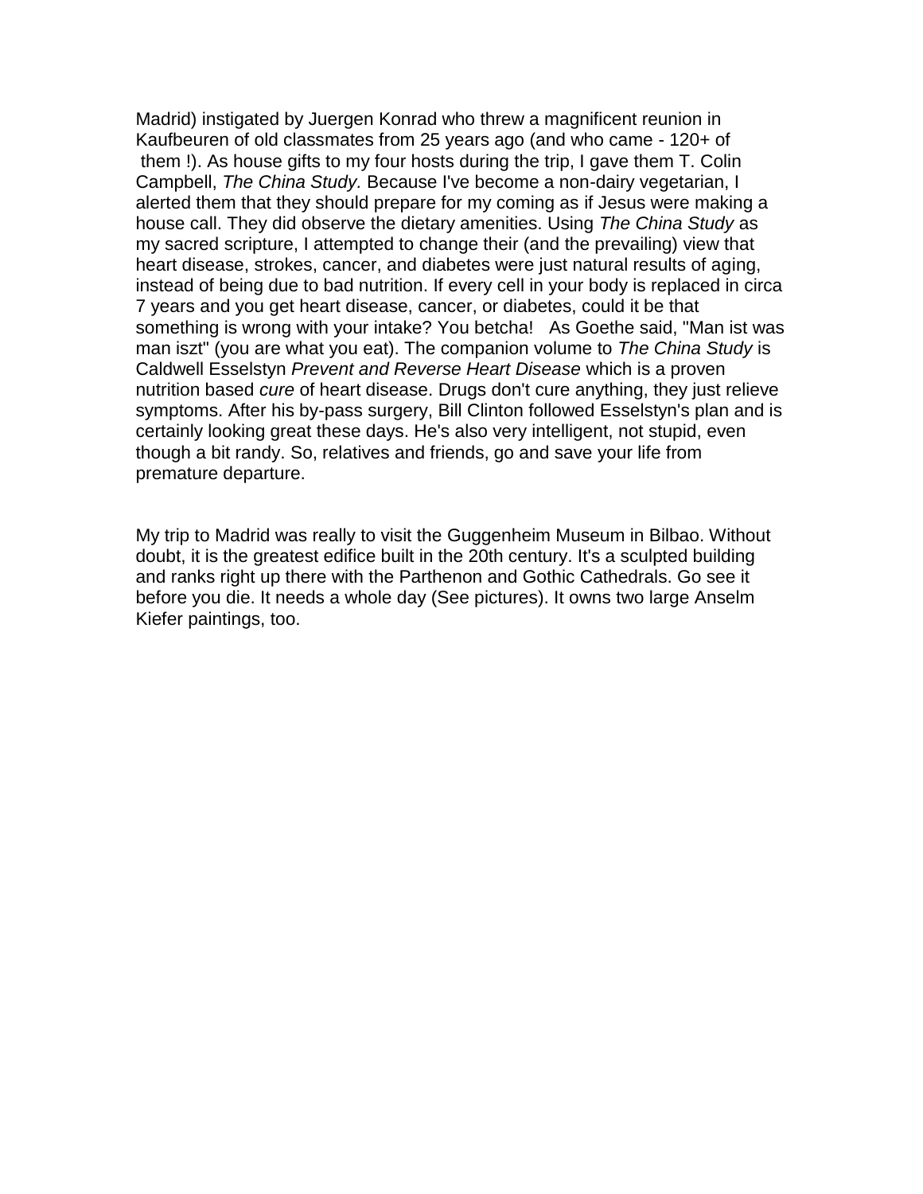Madrid) instigated by Juergen Konrad who threw a magnificent reunion in Kaufbeuren of old classmates from 25 years ago (and who came - 120+ of them !). As house gifts to my four hosts during the trip, I gave them T. Colin Campbell, *The China Study.* Because I've become a non-dairy vegetarian, I alerted them that they should prepare for my coming as if Jesus were making a house call. They did observe the dietary amenities. Using *The China Study* as my sacred scripture, I attempted to change their (and the prevailing) view that heart disease, strokes, cancer, and diabetes were just natural results of aging, instead of being due to bad nutrition. If every cell in your body is replaced in circa 7 years and you get heart disease, cancer, or diabetes, could it be that something is wrong with your intake? You betcha!   As Goethe said, "Man ist was man iszt" (you are what you eat). The companion volume to *The China Study* is Caldwell Esselstyn *Prevent and Reverse Heart Disease* which is a proven nutrition based *cure* of heart disease. Drugs don't cure anything, they just relieve symptoms. After his by-pass surgery, Bill Clinton followed Esselstyn's plan and is certainly looking great these days. He's also very intelligent, not stupid, even though a bit randy. So, relatives and friends, go and save your life from premature departure.

My trip to Madrid was really to visit the Guggenheim Museum in Bilbao. Without doubt, it is the greatest edifice built in the 20th century. It's a sculpted building and ranks right up there with the Parthenon and Gothic Cathedrals. Go see it before you die. It needs a whole day (See pictures). It owns two large Anselm Kiefer paintings, too.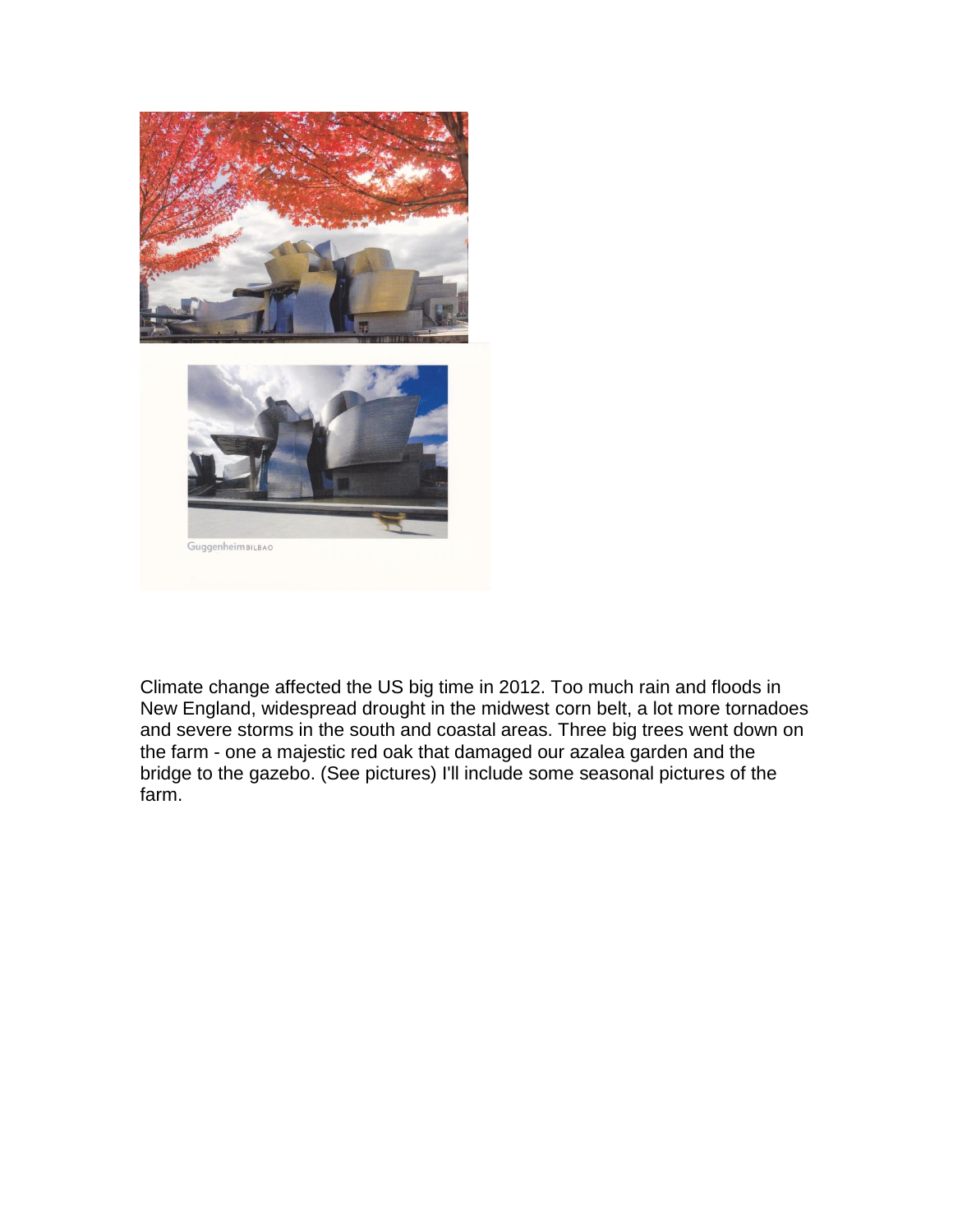Climate change affected the US big time in 2012. Too much rain and floods in New England, widespread drought in the midwest corn belt, a lot more tornadoes and severe storms in the south and coastal areas. Three big trees went down on the farm - one a majestic red oak that damaged our azalea garden and the bridge to the gazebo. (See pictures) I'll include some seasonal pictures of the farm.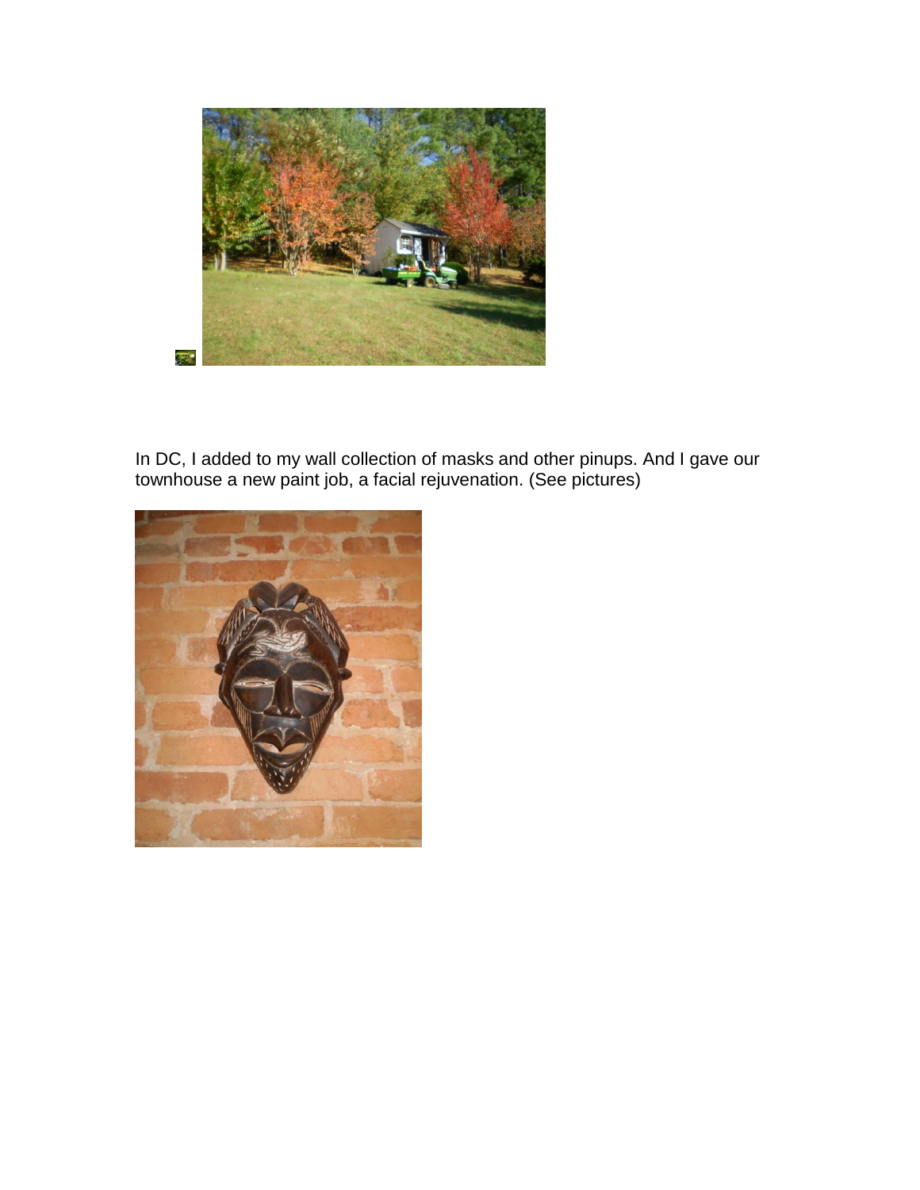In DC, I added to my wall collection of masks and other pinups. And I gave our townhouse a new paint job, a facial rejuvenation. (See pictures)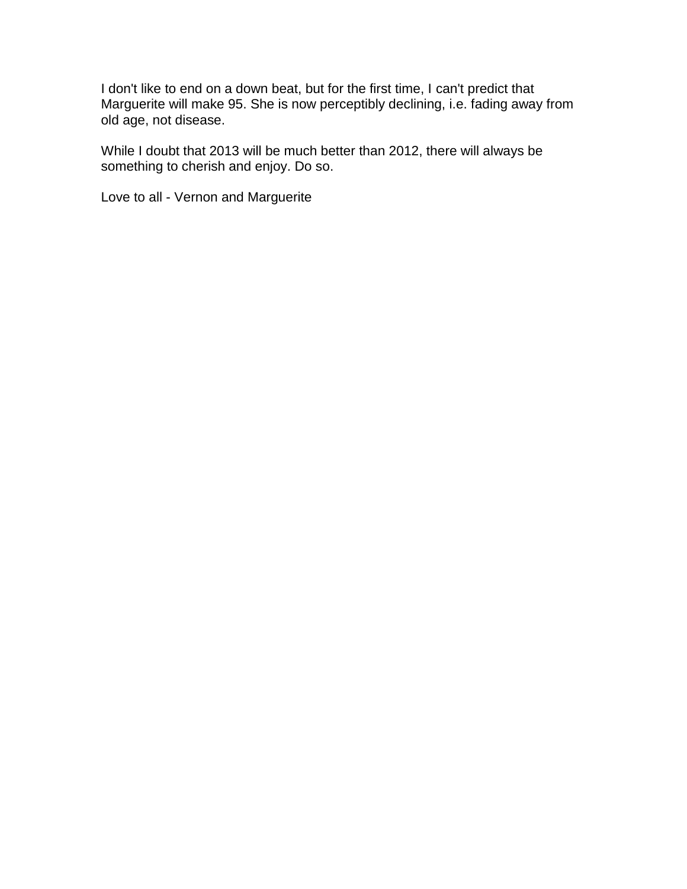I don't like to end on a down beat, but for the first time, I can't predict that Marguerite will make 95. She is now perceptibly declining, i.e. fading away from old age, not disease.

While I doubt that 2013 will be much better than 2012, there will always be something to cherish and enjoy. Do so.

Love to all - Vernon and Marguerite